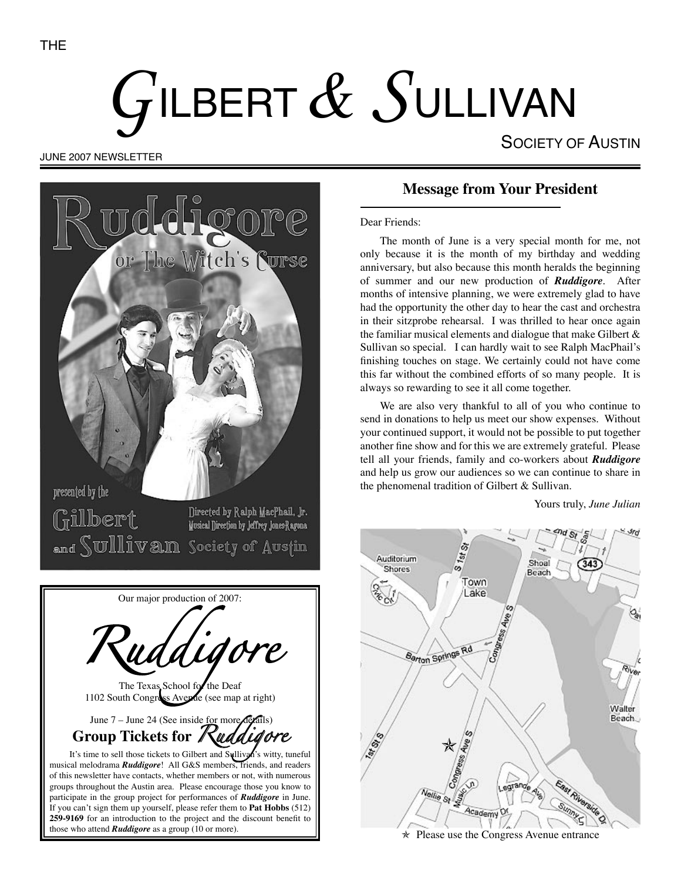THE

# GILBERT & SULLIVAN

SOCIETY OF AUSTIN

JUNE 2007 NEWSLETTER

Ruddigore or The Witch's Curse

presented by the Gilbert and Sullivan Society of Austin

Directed by Ralph MacPhail, Jr.
Musical Direction by Jeffrey Jones-Ragona

Our major production of 2007:

*Ruddigore*

The Texas School for the Deaf
1102 South Congress Avenue (see map at right)

June 7 – June 24 (See inside for more details)

## Group Tickets for *Ruddigore*

It's time to sell those tickets to Gilbert and Sullivan's witty, tuneful musical melodrama ***Ruddigore***! All G&S members, friends, and readers of this newsletter have contacts, whether members or not, with numerous groups throughout the Austin area. Please encourage those you know to participate in the group project for performances of ***Ruddigore*** in June. If you can't sign them up yourself, please refer them to **Pat Hobbs** (512) **259-9169** for an introduction to the project and the discount benefit to those who attend ***Ruddigore*** as a group (10 or more).

## Message from Your President

Dear Friends:

The month of June is a very special month for me, not only because it is the month of my birthday and wedding anniversary, but also because this month heralds the beginning of summer and our new production of ***Ruddigore***. After months of intensive planning, we were extremely glad to have had the opportunity the other day to hear the cast and orchestra in their sitzprobe rehearsal. I was thrilled to hear once again the familiar musical elements and dialogue that make Gilbert & Sullivan so special. I can hardly wait to see Ralph MacPhail's finishing touches on stage. We certainly could not have come this far without the combined efforts of so many people. It is always so rewarding to see it all come together.

We are also very thankful to all of you who continue to send in donations to help us meet our show expenses. Without your continued support, it would not be possible to put together another fine show and for this we are extremely grateful. Please tell all your friends, family and co-workers about ***Ruddigore*** and help us grow our audiences so we can continue to share in the phenomenal tradition of Gilbert & Sullivan.

Yours truly, *June Julian*

☆ Please use the Congress Avenue entrance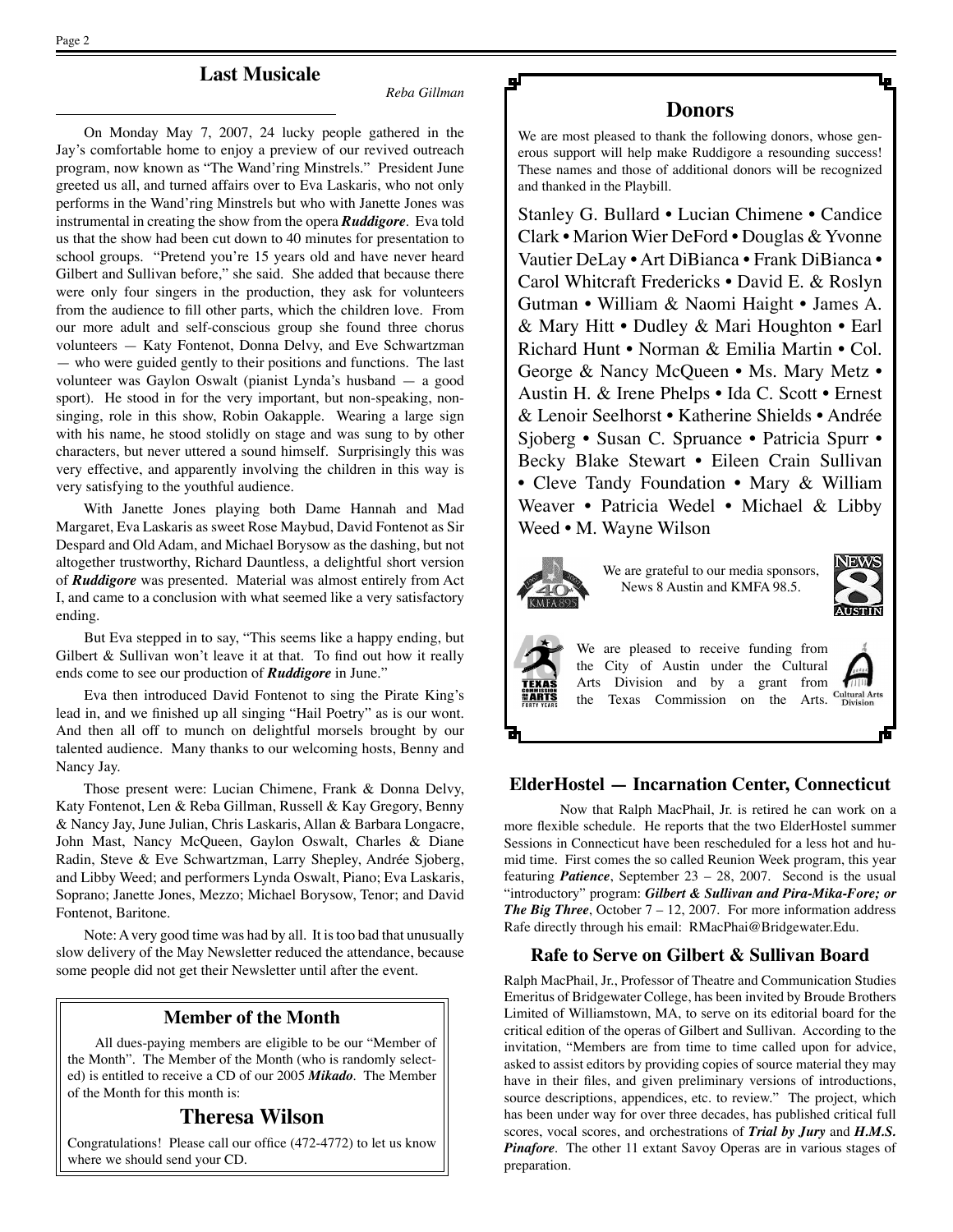## Last Musicale

*Reba Gillman*

On Monday May 7, 2007, 24 lucky people gathered in the Jay's comfortable home to enjoy a preview of our revived outreach program, now known as "The Wand'ring Minstrels." President June greeted us all, and turned affairs over to Eva Laskaris, who not only performs in the Wand'ring Minstrels but who with Janette Jones was instrumental in creating the show from the opera ***Ruddigore***. Eva told us that the show had been cut down to 40 minutes for presentation to school groups. "Pretend you're 15 years old and have never heard Gilbert and Sullivan before," she said. She added that because there were only four singers in the production, they ask for volunteers from the audience to fill other parts, which the children love. From our more adult and self-conscious group she found three chorus volunteers — Katy Fontenot, Donna Delvy, and Eve Schwartzman — who were guided gently to their positions and functions. The last volunteer was Gaylon Oswalt (pianist Lynda's husband — a good sport). He stood in for the very important, but non-speaking, non-singing, role in this show, Robin Oakapple. Wearing a large sign with his name, he stood stolidly on stage and was sung to by other characters, but never uttered a sound himself. Surprisingly this was very effective, and apparently involving the children in this way is very satisfying to the youthful audience.

With Janette Jones playing both Dame Hannah and Mad Margaret, Eva Laskaris as sweet Rose Maybud, David Fontenot as Sir Despard and Old Adam, and Michael Borysow as the dashing, but not altogether trustworthy, Richard Dauntless, a delightful short version of ***Ruddigore*** was presented. Material was almost entirely from Act I, and came to a conclusion with what seemed like a very satisfactory ending.

But Eva stepped in to say, "This seems like a happy ending, but Gilbert & Sullivan won't leave it at that. To find out how it really ends come to see our production of ***Ruddigore*** in June."

Eva then introduced David Fontenot to sing the Pirate King's lead in, and we finished up all singing "Hail Poetry" as is our wont. And then all off to munch on delightful morsels brought by our talented audience. Many thanks to our welcoming hosts, Benny and Nancy Jay.

Those present were: Lucian Chimene, Frank & Donna Delvy, Katy Fontenot, Len & Reba Gillman, Russell & Kay Gregory, Benny & Nancy Jay, June Julian, Chris Laskaris, Allan & Barbara Longacre, John Mast, Nancy McQueen, Gaylon Oswalt, Charles & Diane Radin, Steve & Eve Schwartzman, Larry Shepley, Andrée Sjoberg, and Libby Weed; and performers Lynda Oswalt, Piano; Eva Laskaris, Soprano; Janette Jones, Mezzo; Michael Borysow, Tenor; and David Fontenot, Baritone.

Note: A very good time was had by all. It is too bad that unusually slow delivery of the May Newsletter reduced the attendance, because some people did not get their Newsletter until after the event.

## Member of the Month

All dues-paying members are eligible to be our "Member of the Month". The Member of the Month (who is randomly selected) is entitled to receive a CD of our 2005 ***Mikado***. The Member of the Month for this month is:

## Theresa Wilson

Congratulations! Please call our office (472-4772) to let us know where we should send your CD.

## Donors

We are most pleased to thank the following donors, whose generous support will help make Ruddigore a resounding success! These names and those of additional donors will be recognized and thanked in the Playbill.

Stanley G. Bullard • Lucian Chimene • Candice Clark • Marion Wier DeFord • Douglas & Yvonne Vautier DeLay • Art DiBianca • Frank DiBianca • Carol Whitcraft Fredericks • David E. & Roslyn Gutman • William & Naomi Haight • James A. & Mary Hitt • Dudley & Mari Houghton • Earl Richard Hunt • Norman & Emilia Martin • Col. George & Nancy McQueen • Ms. Mary Metz • Austin H. & Irene Phelps • Ida C. Scott • Ernest & Lenoir Seelhorst • Katherine Shields • Andrée Sjoberg • Susan C. Spruance • Patricia Spurr • Becky Blake Stewart • Eileen Crain Sullivan • Cleve Tandy Foundation • Mary & William Weaver • Patricia Wedel • Michael & Libby Weed • M. Wayne Wilson

We are grateful to our media sponsors, News 8 Austin and KMFA 98.5.

We are pleased to receive funding from the City of Austin under the Cultural Arts Division and by a grant from the Texas Commission on the Arts.

## ElderHostel — Incarnation Center, Connecticut

Now that Ralph MacPhail, Jr. is retired he can work on a more flexible schedule. He reports that the two ElderHostel summer Sessions in Connecticut have been rescheduled for a less hot and humid time. First comes the so called Reunion Week program, this year featuring ***Patience***, September 23 – 28, 2007. Second is the usual "introductory" program: ***Gilbert & Sullivan and Pira-Mika-Fore; or The Big Three***, October 7 – 12, 2007. For more information address Rafe directly through his email: RMacPhai@Bridgewater.Edu.

## Rafe to Serve on Gilbert & Sullivan Board

Ralph MacPhail, Jr., Professor of Theatre and Communication Studies Emeritus of Bridgewater College, has been invited by Broude Brothers Limited of Williamstown, MA, to serve on its editorial board for the critical edition of the operas of Gilbert and Sullivan. According to the invitation, "Members are from time to time called upon for advice, asked to assist editors by providing copies of source material they may have in their files, and given preliminary versions of introductions, source descriptions, appendices, etc. to review." The project, which has been under way for over three decades, has published critical full scores, vocal scores, and orchestrations of ***Trial by Jury*** and ***H.M.S. Pinafore***. The other 11 extant Savoy Operas are in various stages of preparation.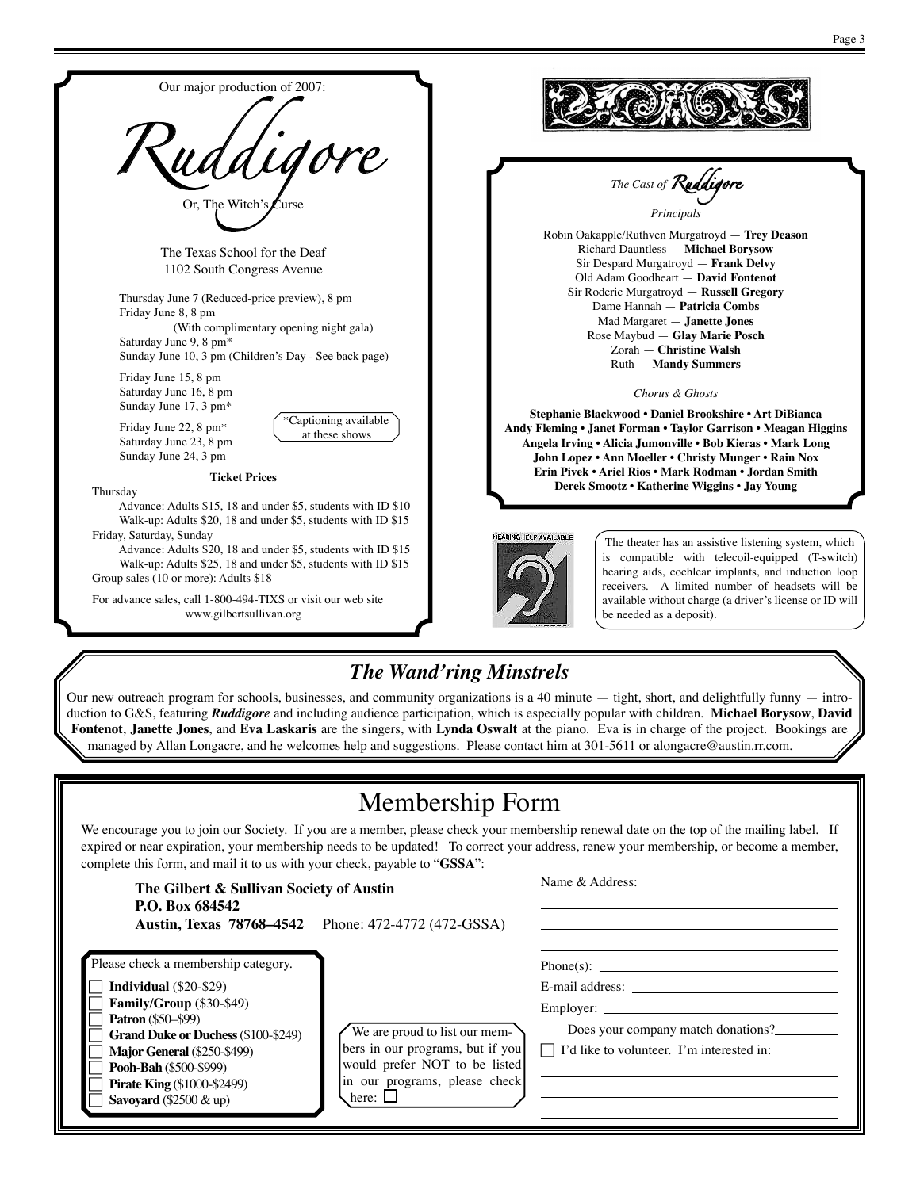Our major production of 2007:

# Ruddigore

Or, The Witch's Curse

The Texas School for the Deaf
1102 South Congress Avenue

Thursday June 7 (Reduced-price preview), 8 pm
Friday June 8, 8 pm
(With complimentary opening night gala)
Saturday June 9, 8 pm*
Sunday June 10, 3 pm (Children's Day - See back page)

Friday June 15, 8 pm
Saturday June 16, 8 pm
Sunday June 17, 3 pm*

Friday June 22, 8 pm*
Saturday June 23, 8 pm
Sunday June 24, 3 pm

*Captioning available at these shows

**Ticket Prices**

Thursday
Advance: Adults $15, 18 and under $5, students with ID $10
Walk-up: Adults $20, 18 and under $5, students with ID $15

Friday, Saturday, Sunday
Advance: Adults $20, 18 and under $5, students with ID $15
Walk-up: Adults $25, 18 and under $5, students with ID $15

Group sales (10 or more): Adults $18

For advance sales, call 1-800-494-TIXS or visit our web site www.gilbertsullivan.org

## *The Cast of* Ruddigore

*Principals*

Robin Oakapple/Ruthven Murgatroyd — **Trey Deason**
Richard Dauntless — **Michael Borysow**
Sir Despard Murgatroyd — **Frank Delvy**
Old Adam Goodheart — **David Fontenot**
Sir Roderic Murgatroyd — **Russell Gregory**
Dame Hannah — **Patricia Combs**
Mad Margaret — **Janette Jones**
Rose Maybud — **Glay Marie Posch**
Zorah — **Christine Walsh**
Ruth — **Mandy Summers**

*Chorus & Ghosts*

**Stephanie Blackwood • Daniel Brookshire • Art DiBianca • Andy Fleming • Janet Forman • Taylor Garrison • Meagan Higgins • Angela Irving • Alicia Jumonville • Bob Kieras • Mark Long • John Lopez • Ann Moeller • Christy Munger • Rain Nox • Erin Pivek • Ariel Rios • Mark Rodman • Jordan Smith • Derek Smootz • Katherine Wiggins • Jay Young**

HEARING HELP AVAILABLE

The theater has an assistive listening system, which is compatible with telecoil-equipped (T-switch) hearing aids, cochlear implants, and induction loop receivers. A limited number of headsets will be available without charge (a driver's license or ID will be needed as a deposit).

## *The Wand'ring Minstrels*

Our new outreach program for schools, businesses, and community organizations is a 40 minute — tight, short, and delightfully funny — introduction to G&S, featuring ***Ruddigore*** and including audience participation, which is especially popular with children. **Michael Borysow**, **David Fontenot**, **Janette Jones**, and **Eva Laskaris** are the singers, with **Lynda Oswalt** at the piano. Eva is in charge of the project. Bookings are managed by Allan Longacre, and he welcomes help and suggestions. Please contact him at 301-5611 or alongacre@austin.rr.com.

# Membership Form

We encourage you to join our Society. If you are a member, please check your membership renewal date on the top of the mailing label. If expired or near expiration, your membership needs to be updated! To correct your address, renew your membership, or become a member, complete this form, and mail it to us with your check, payable to "**GSSA**":

**The Gilbert & Sullivan Society of Austin**
**P.O. Box 684542**
**Austin, Texas 78768–4542** Phone: 472-4772 (472-GSSA)

Please check a membership category.

- ☐ **Individual** ($20-$29)
- ☐ **Family/Group** ($30-$49)
- ☐ **Patron** ($50–$99)
- ☐ **Grand Duke or Duchess** ($100-$249)
- ☐ **Major General** ($250-$499)
- ☐ **Pooh-Bah** ($500-$999)
- ☐ **Pirate King** ($1000-$2499)
- ☐ **Savoyard** ($2500 & up)

We are proud to list our members in our programs, but if you would prefer NOT to be listed in our programs, please check here: ☐

Name & Address: ____________________

____________________

____________________

Phone(s): ____________________

E-mail address: ____________________

Employer: ____________________

Does your company match donations? __________

☐ I'd like to volunteer. I'm interested in:

____________________

____________________

____________________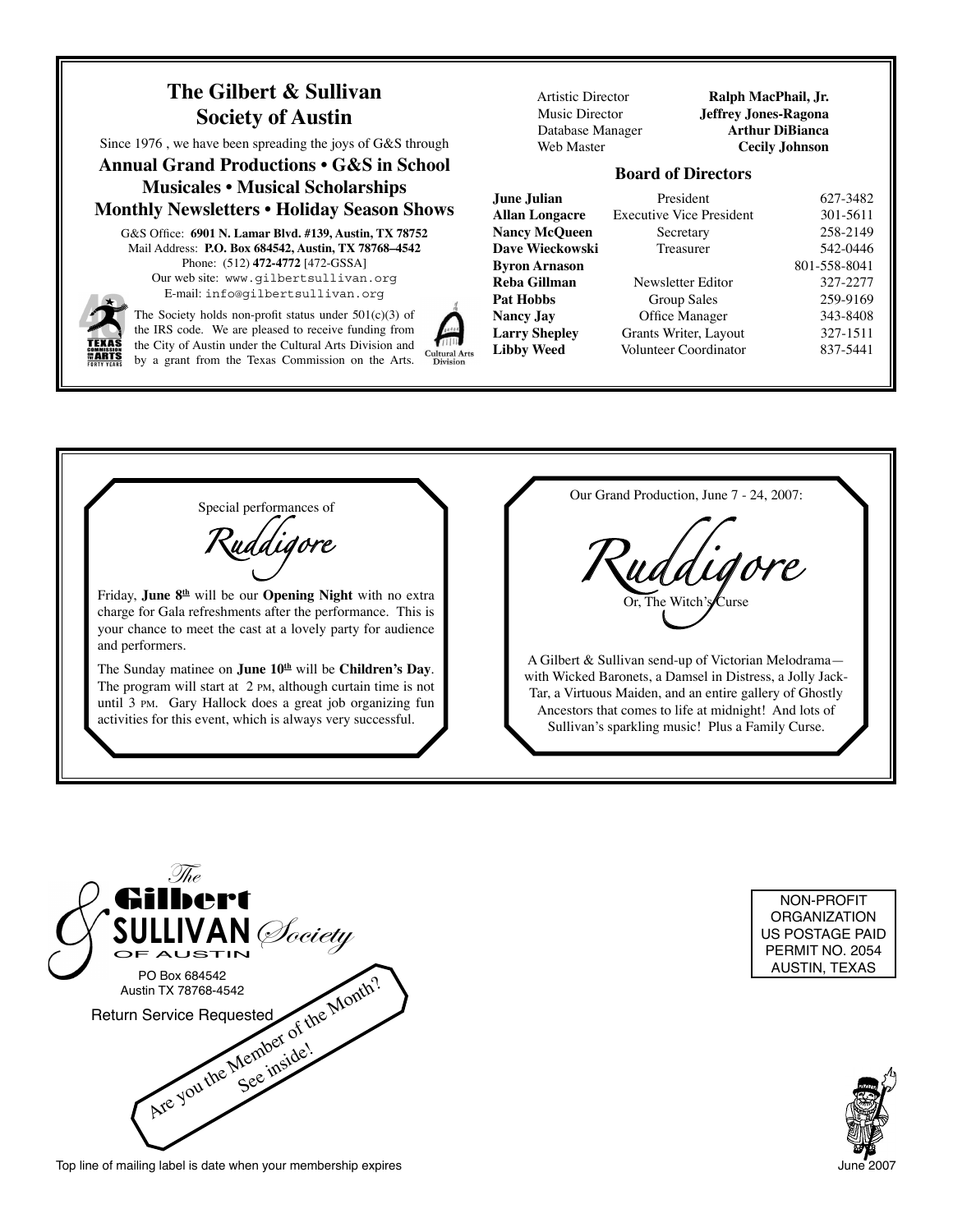## The Gilbert & Sullivan Society of Austin

Since 1976 , we have been spreading the joys of G&S through

**Annual Grand Productions • G&S in School Musicales • Musical Scholarships Monthly Newsletters • Holiday Season Shows**

G&S Office: **6901 N. Lamar Blvd. #139, Austin, TX 78752**
Mail Address: **P.O. Box 684542, Austin, TX 78768–4542**
Phone: (512) **472-4772** [472-GSSA]
Our web site: www.gilbertsullivan.org
E-mail: info@gilbertsullivan.org

The Society holds non-profit status under 501(c)(3) of the IRS code. We are pleased to receive funding from the City of Austin under the Cultural Arts Division and by a grant from the Texas Commission on the Arts.

| | |
|---|---|
| Artistic Director | **Ralph MacPhail, Jr.** |
| Music Director | **Jeffrey Jones-Ragona** |
| Database Manager | **Arthur DiBianca** |
| Web Master | **Cecily Johnson** |

### Board of Directors

| | | |
|---|---|---|
| **June Julian** | President | 627-3482 |
| **Allan Longacre** | Executive Vice President | 301-5611 |
| **Nancy McQueen** | Secretary | 258-2149 |
| **Dave Wieckowski** | Treasurer | 542-0446 |
| **Byron Arnason** | | 801-558-8041 |
| **Reba Gillman** | Newsletter Editor | 327-2277 |
| **Pat Hobbs** | Group Sales | 259-9169 |
| **Nancy Jay** | Office Manager | 343-8408 |
| **Larry Shepley** | Grants Writer, Layout | 327-1511 |
| **Libby Weed** | Volunteer Coordinator | 837-5441 |

Special performances of

*Ruddigore*

Friday, **June 8th** will be our **Opening Night** with no extra charge for Gala refreshments after the performance. This is your chance to meet the cast at a lovely party for audience and performers.

The Sunday matinee on **June 10th** will be **Children's Day**. The program will start at 2 PM, although curtain time is not until 3 PM. Gary Hallock does a great job organizing fun activities for this event, which is always very successful.

Our Grand Production, June 7 - 24, 2007:

*Ruddigore*

Or, The Witch's Curse

A Gilbert & Sullivan send-up of Victorian Melodrama—with Wicked Baronets, a Damsel in Distress, a Jolly Jack-Tar, a Virtuous Maiden, and an entire gallery of Ghostly Ancestors that comes to life at midnight! And lots of Sullivan's sparkling music! Plus a Family Curse.

The Gilbert & Sullivan Society of Austin
PO Box 684542
Austin TX 78768-4542

Return Service Requested

Are you the Member of the Month? See inside!

NON-PROFIT ORGANIZATION
US POSTAGE PAID
PERMIT NO. 2054
AUSTIN, TEXAS

Top line of mailing label is date when your membership expires

June 2007